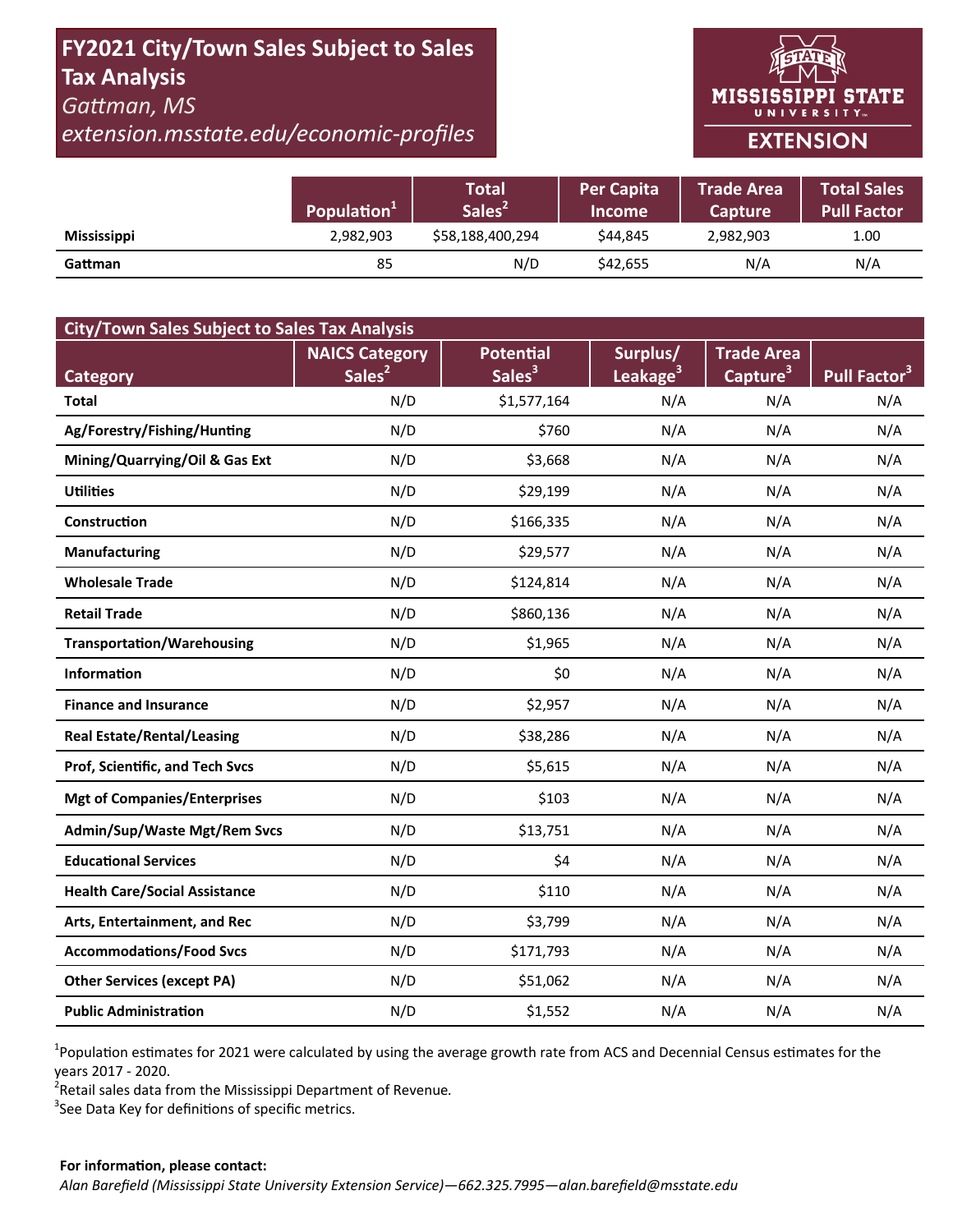# FY2021 City/Town Sales Subject to Sales Tax Analysis

*Gattman, MS*

*extension.msstate.edu/economic-profiles*

MISSISSIPPI STATE UNIVERSITY EXTENSION

| | Population[1] | Total Sales[2] | Per Capita Income | Trade Area Capture | Total Sales Pull Factor |
|---|---|---|---|---|---|
| **Mississippi** | 2,982,903 | $58,188,400,294 | $44,845 | 2,982,903 | 1.00 |
| **Gattman** | 85 | N/D | $42,655 | N/A | N/A |

| City/Town Sales Subject to Sales Tax Analysis | | | | | |
|---|---|---|---|---|---|
| **Category** | **NAICS Category Sales[2]** | **Potential Sales[3]** | **Surplus/ Leakage[3]** | **Trade Area Capture[3]** | **Pull Factor[3]** |
| **Total** | N/D | $1,577,164 | N/A | N/A | N/A |
| **Ag/Forestry/Fishing/Hunting** | N/D | $760 | N/A | N/A | N/A |
| **Mining/Quarrying/Oil & Gas Ext** | N/D | $3,668 | N/A | N/A | N/A |
| **Utilities** | N/D | $29,199 | N/A | N/A | N/A |
| **Construction** | N/D | $166,335 | N/A | N/A | N/A |
| **Manufacturing** | N/D | $29,577 | N/A | N/A | N/A |
| **Wholesale Trade** | N/D | $124,814 | N/A | N/A | N/A |
| **Retail Trade** | N/D | $860,136 | N/A | N/A | N/A |
| **Transportation/Warehousing** | N/D | $1,965 | N/A | N/A | N/A |
| **Information** | N/D | $0 | N/A | N/A | N/A |
| **Finance and Insurance** | N/D | $2,957 | N/A | N/A | N/A |
| **Real Estate/Rental/Leasing** | N/D | $38,286 | N/A | N/A | N/A |
| **Prof, Scientific, and Tech Svcs** | N/D | $5,615 | N/A | N/A | N/A |
| **Mgt of Companies/Enterprises** | N/D | $103 | N/A | N/A | N/A |
| **Admin/Sup/Waste Mgt/Rem Svcs** | N/D | $13,751 | N/A | N/A | N/A |
| **Educational Services** | N/D | $4 | N/A | N/A | N/A |
| **Health Care/Social Assistance** | N/D | $110 | N/A | N/A | N/A |
| **Arts, Entertainment, and Rec** | N/D | $3,799 | N/A | N/A | N/A |
| **Accommodations/Food Svcs** | N/D | $171,793 | N/A | N/A | N/A |
| **Other Services (except PA)** | N/D | $51,062 | N/A | N/A | N/A |
| **Public Administration** | N/D | $1,552 | N/A | N/A | N/A |

[1]Population estimates for 2021 were calculated by using the average growth rate from ACS and Decennial Census estimates for the years 2017 - 2020.

[2]Retail sales data from the Mississippi Department of Revenue.

[3]See Data Key for definitions of specific metrics.

**For information, please contact:**

*Alan Barefield (Mississippi State University Extension Service)—662.325.7995—alan.barefield@msstate.edu*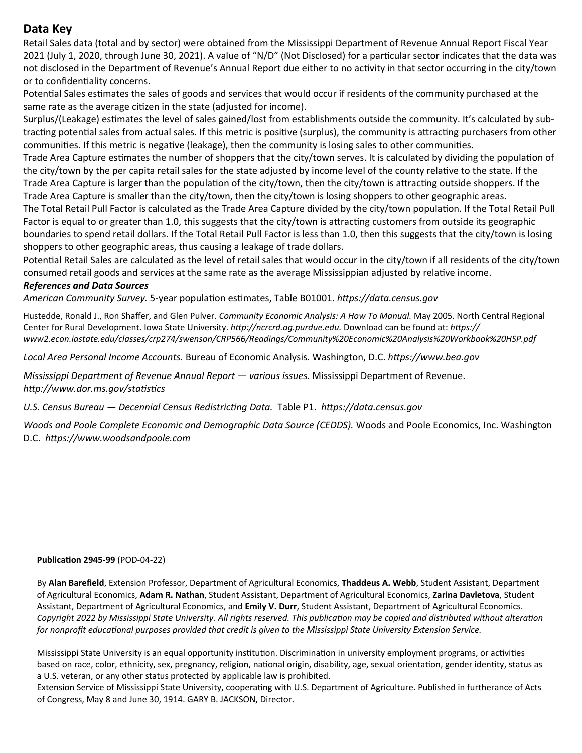## Data Key

Retail Sales data (total and by sector) were obtained from the Mississippi Department of Revenue Annual Report Fiscal Year 2021 (July 1, 2020, through June 30, 2021). A value of "N/D" (Not Disclosed) for a particular sector indicates that the data was not disclosed in the Department of Revenue's Annual Report due either to no activity in that sector occurring in the city/town or to confidentiality concerns.

Potential Sales estimates the sales of goods and services that would occur if residents of the community purchased at the same rate as the average citizen in the state (adjusted for income).

Surplus/(Leakage) estimates the level of sales gained/lost from establishments outside the community. It's calculated by subtracting potential sales from actual sales. If this metric is positive (surplus), the community is attracting purchasers from other communities. If this metric is negative (leakage), then the community is losing sales to other communities.

Trade Area Capture estimates the number of shoppers that the city/town serves. It is calculated by dividing the population of the city/town by the per capita retail sales for the state adjusted by income level of the county relative to the state. If the Trade Area Capture is larger than the population of the city/town, then the city/town is attracting outside shoppers. If the Trade Area Capture is smaller than the city/town, then the city/town is losing shoppers to other geographic areas.

The Total Retail Pull Factor is calculated as the Trade Area Capture divided by the city/town population. If the Total Retail Pull Factor is equal to or greater than 1.0, this suggests that the city/town is attracting customers from outside its geographic boundaries to spend retail dollars. If the Total Retail Pull Factor is less than 1.0, then this suggests that the city/town is losing shoppers to other geographic areas, thus causing a leakage of trade dollars.

Potential Retail Sales are calculated as the level of retail sales that would occur in the city/town if all residents of the city/town consumed retail goods and services at the same rate as the average Mississippian adjusted by relative income.

### *References and Data Sources*

*American Community Survey.* 5-year population estimates, Table B01001. *https://data.census.gov*

Hustedde, Ronald J., Ron Shaffer, and Glen Pulver. *Community Economic Analysis: A How To Manual.* May 2005. North Central Regional Center for Rural Development. Iowa State University. *http://ncrcrd.ag.purdue.edu.* Download can be found at: *https://www2.econ.iastate.edu/classes/crp274/swenson/CRP566/Readings/Community%20Economic%20Analysis%20Workbook%20HSP.pdf*

*Local Area Personal Income Accounts.* Bureau of Economic Analysis. Washington, D.C. *https://www.bea.gov*

*Mississippi Department of Revenue Annual Report — various issues.* Mississippi Department of Revenue. *http://www.dor.ms.gov/statistics*

*U.S. Census Bureau — Decennial Census Redistricting Data.* Table P1. *https://data.census.gov*

*Woods and Poole Complete Economic and Demographic Data Source (CEDDS).* Woods and Poole Economics, Inc. Washington D.C. *https://www.woodsandpoole.com*

**Publication 2945-99** (POD-04-22)

By **Alan Barefield**, Extension Professor, Department of Agricultural Economics, **Thaddeus A. Webb**, Student Assistant, Department of Agricultural Economics, **Adam R. Nathan**, Student Assistant, Department of Agricultural Economics, **Zarina Davletova**, Student Assistant, Department of Agricultural Economics, and **Emily V. Durr**, Student Assistant, Department of Agricultural Economics.

*Copyright 2022 by Mississippi State University. All rights reserved. This publication may be copied and distributed without alteration for nonprofit educational purposes provided that credit is given to the Mississippi State University Extension Service.*

Mississippi State University is an equal opportunity institution. Discrimination in university employment programs, or activities based on race, color, ethnicity, sex, pregnancy, religion, national origin, disability, age, sexual orientation, gender identity, status as a U.S. veteran, or any other status protected by applicable law is prohibited.

Extension Service of Mississippi State University, cooperating with U.S. Department of Agriculture. Published in furtherance of Acts of Congress, May 8 and June 30, 1914. GARY B. JACKSON, Director.